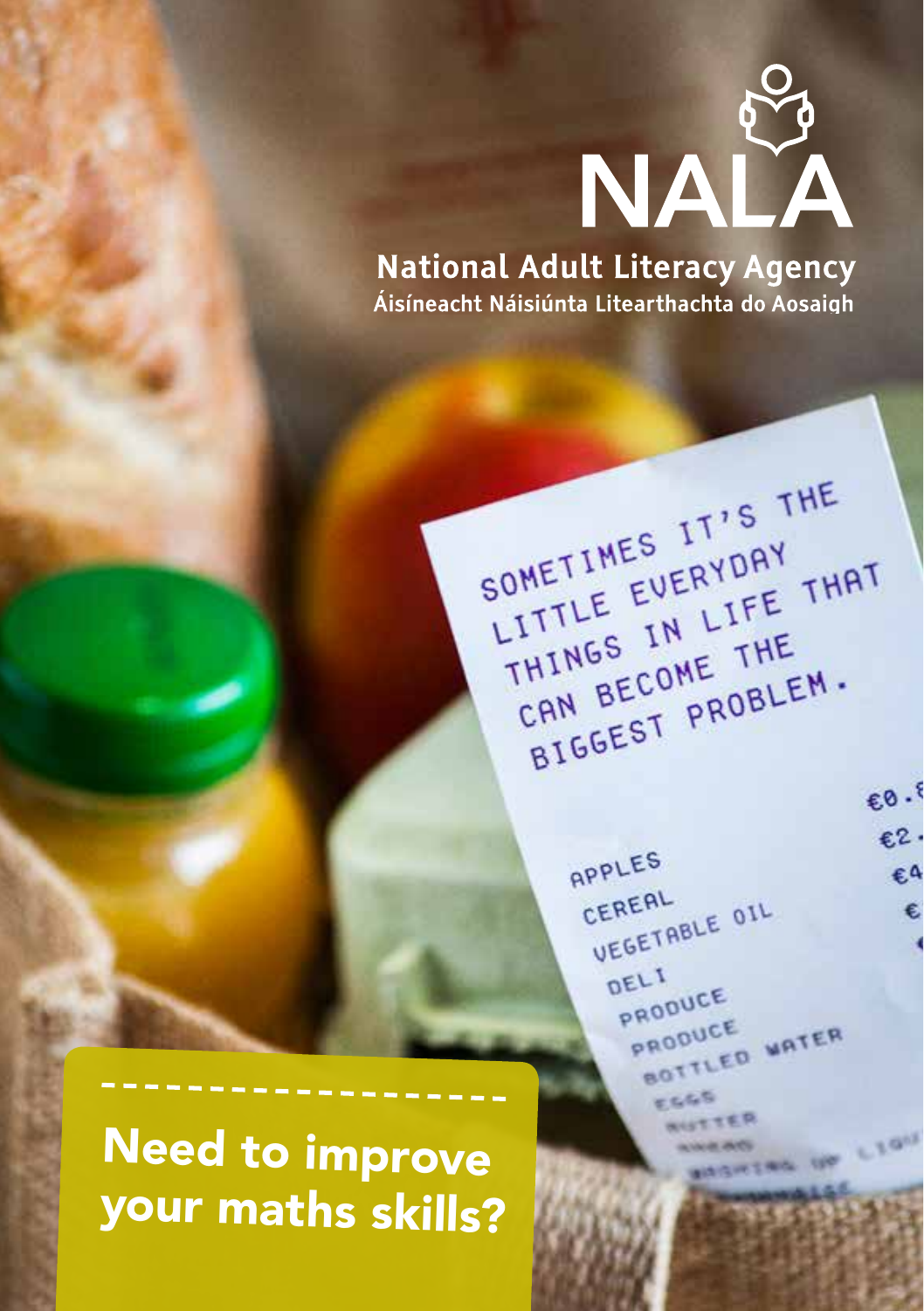# NALA

**National Adult Literacy Agency**

Áisíneacht Náisiúnta Litearthachta do Aosaigh

SOMETIMES IT'S THE LITTLE EVERYDAY THINGS IN LIFE THAT CAN BECOME THE BIGGEST PROBLEM.

APPLES
CEREAL
VEGETABLE OIL
DELI
PRODUCE
PRODUCE
BOTTLED WATER
EGGS
BUTTER

## Need to improve your maths skills?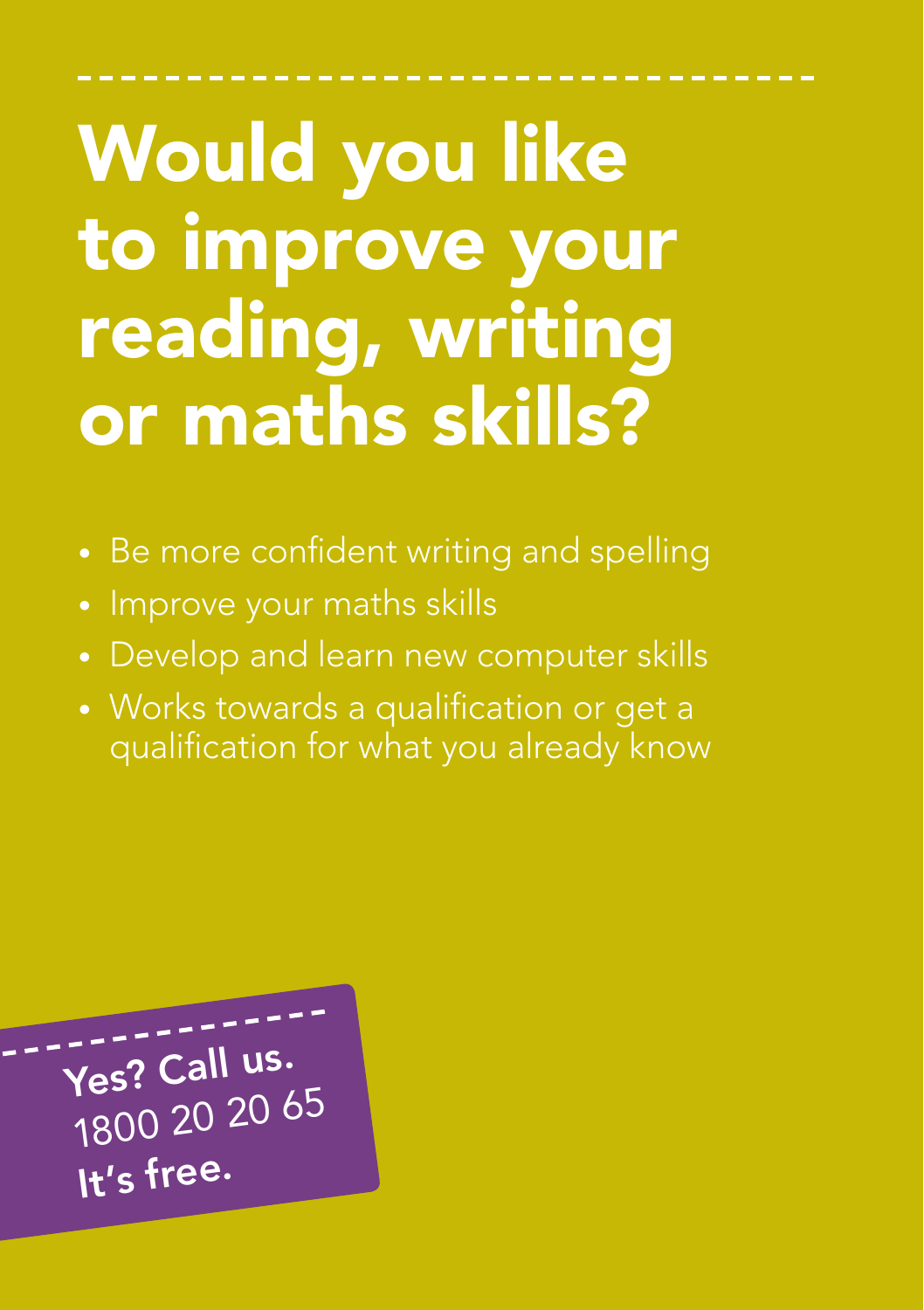# Would you like to improve your reading, writing or maths skills?

- Be more confident writing and spelling
- Improve your maths skills
- Develop and learn new computer skills
- Works towards a qualification or get a qualification for what you already know

**Yes? Call us.**
1800 20 20 65
**It's free.**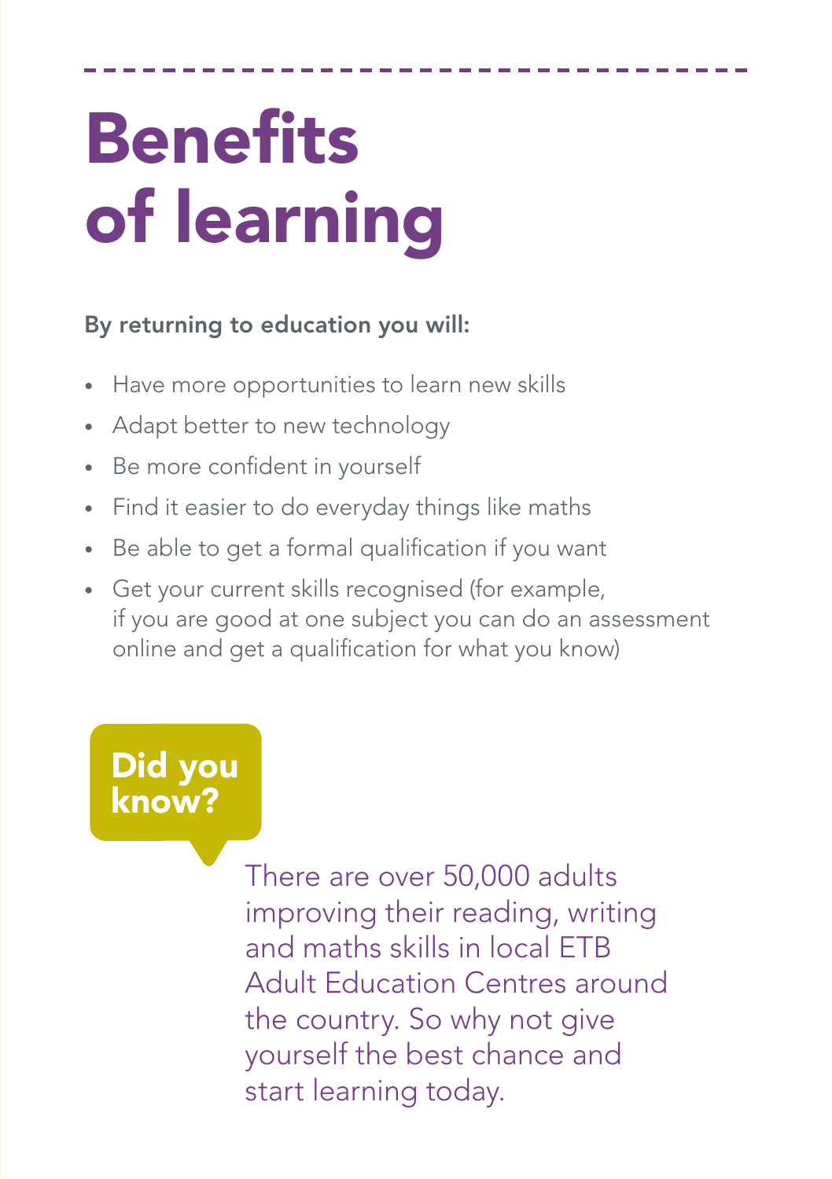# Benefits of learning

**By returning to education you will:**

- Have more opportunities to learn new skills
- Adapt better to new technology
- Be more confident in yourself
- Find it easier to do everyday things like maths
- Be able to get a formal qualification if you want
- Get your current skills recognised (for example, if you are good at one subject you can do an assessment online and get a qualification for what you know)

**Did you know?**

There are over 50,000 adults improving their reading, writing and maths skills in local ETB Adult Education Centres around the country. So why not give yourself the best chance and start learning today.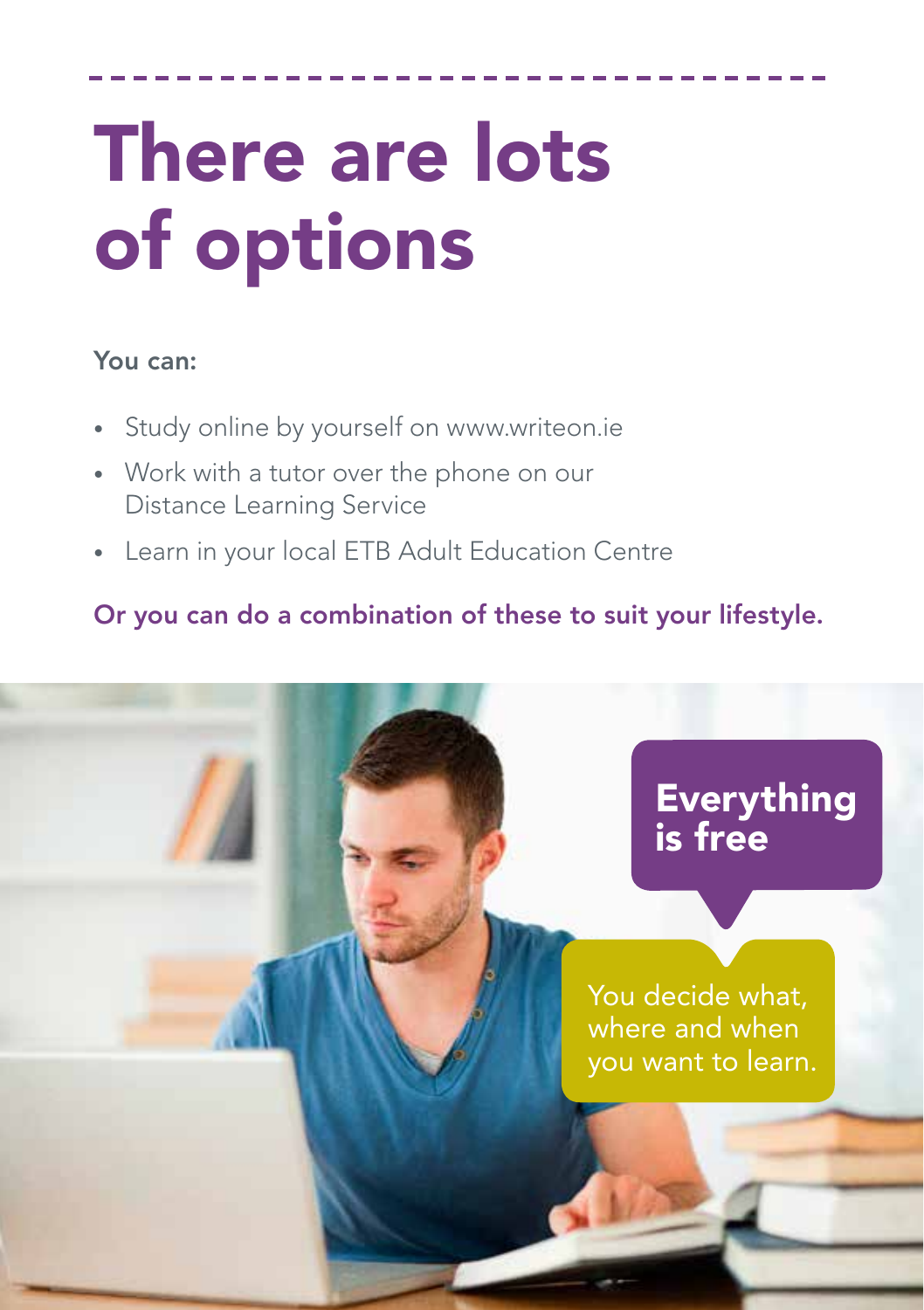# There are lots of options

**You can:**

- Study online by yourself on www.writeon.ie
- Work with a tutor over the phone on our Distance Learning Service
- Learn in your local ETB Adult Education Centre

**Or you can do a combination of these to suit your lifestyle.**

**Everything is free**

You decide what, where and when you want to learn.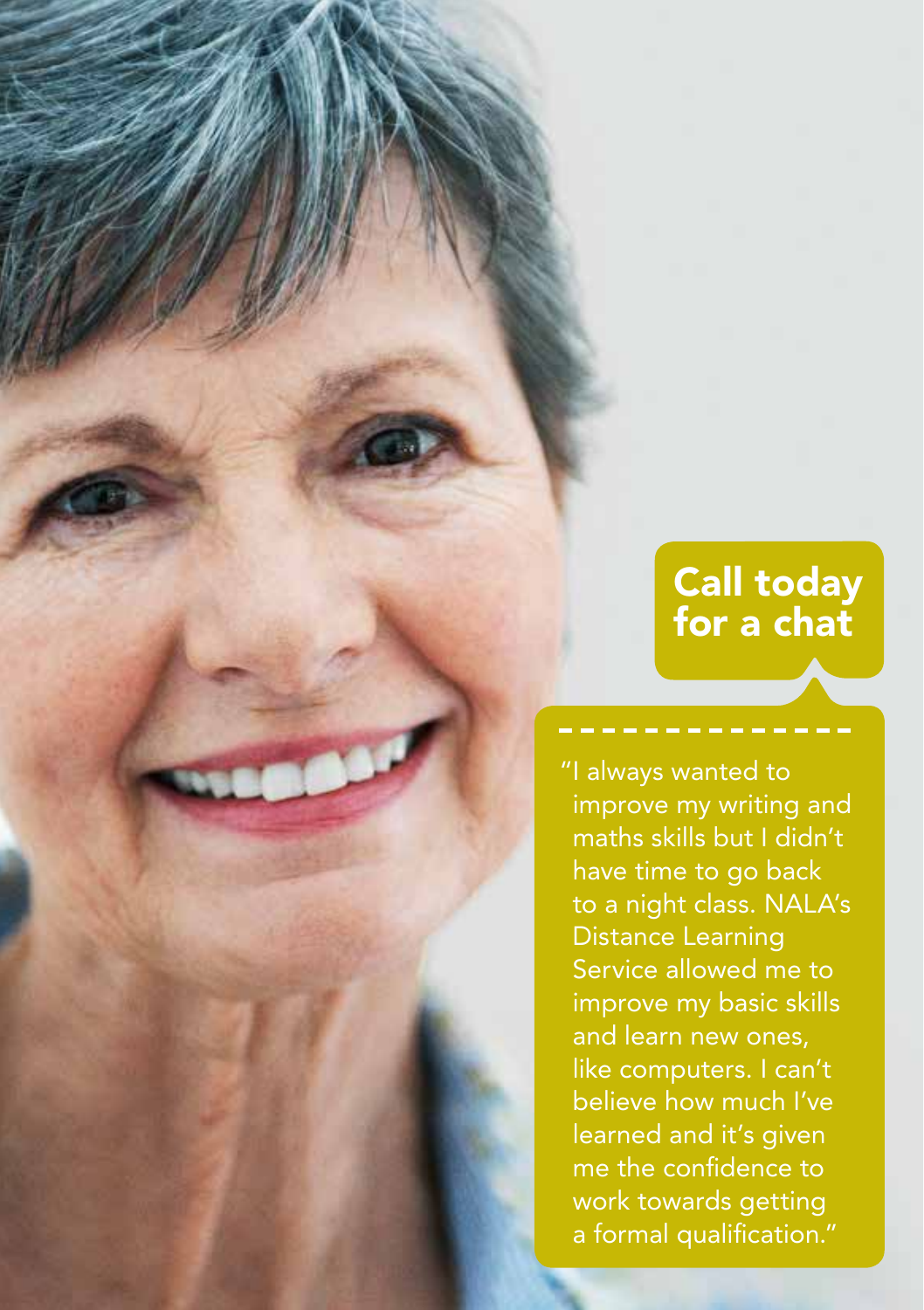## Call today for a chat

"I always wanted to improve my writing and maths skills but I didn't have time to go back to a night class. NALA's Distance Learning Service allowed me to improve my basic skills and learn new ones, like computers. I can't believe how much I've learned and it's given me the confidence to work towards getting a formal qualification."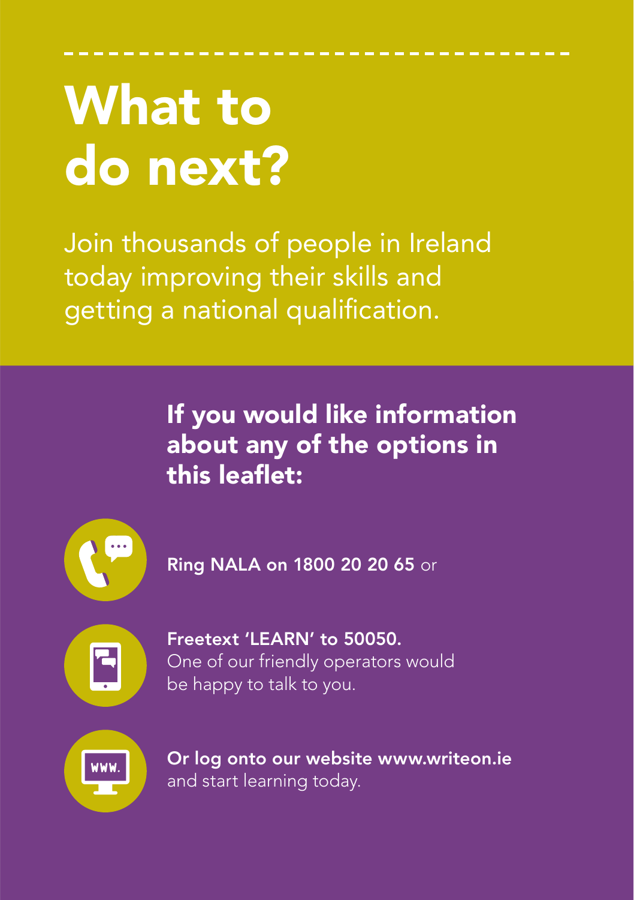# What to do next?

Join thousands of people in Ireland today improving their skills and getting a national qualification.

## If you would like information about any of the options in this leaflet:

**Ring NALA on 1800 20 20 65** or

**Freetext 'LEARN' to 50050.**
One of our friendly operators would be happy to talk to you.

**Or log onto our website www.writeon.ie** and start learning today.